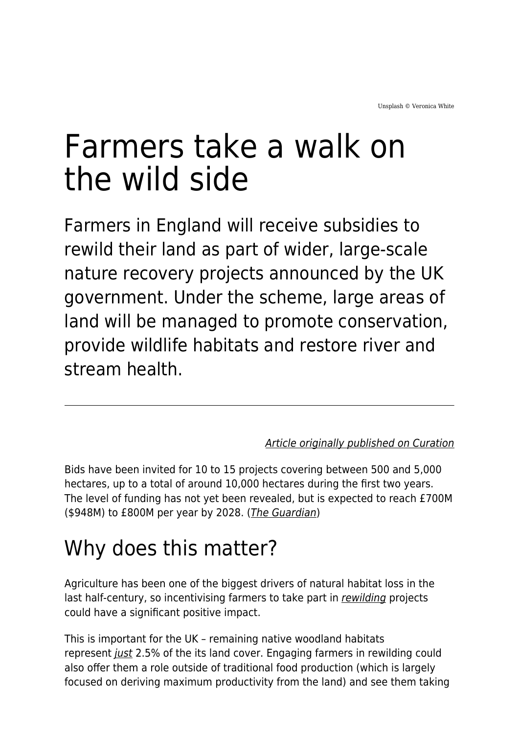Unsplash © Veronica White

# Farmers take a walk on the wild side

Farmers in England will receive subsidies to rewild their land as part of wider, large-scale nature recovery projects announced by the UK government. Under the scheme, large areas of land will be managed to promote conservation, provide wildlife habitats and restore river and stream health.

---

*Article originally published on Curation*

Bids have been invited for 10 to 15 projects covering between 500 and 5,000 hectares, up to a total of around 10,000 hectares during the first two years. The level of funding has not yet been revealed, but is expected to reach £700M ($948M) to £800M per year by 2028. (*The Guardian*)

## Why does this matter?

Agriculture has been one of the biggest drivers of natural habitat loss in the last half-century, so incentivising farmers to take part in *rewilding* projects could have a significant positive impact.

This is important for the UK – remaining native woodland habitats represent *just* 2.5% of the its land cover. Engaging farmers in rewilding could also offer them a role outside of traditional food production (which is largely focused on deriving maximum productivity from the land) and see them taking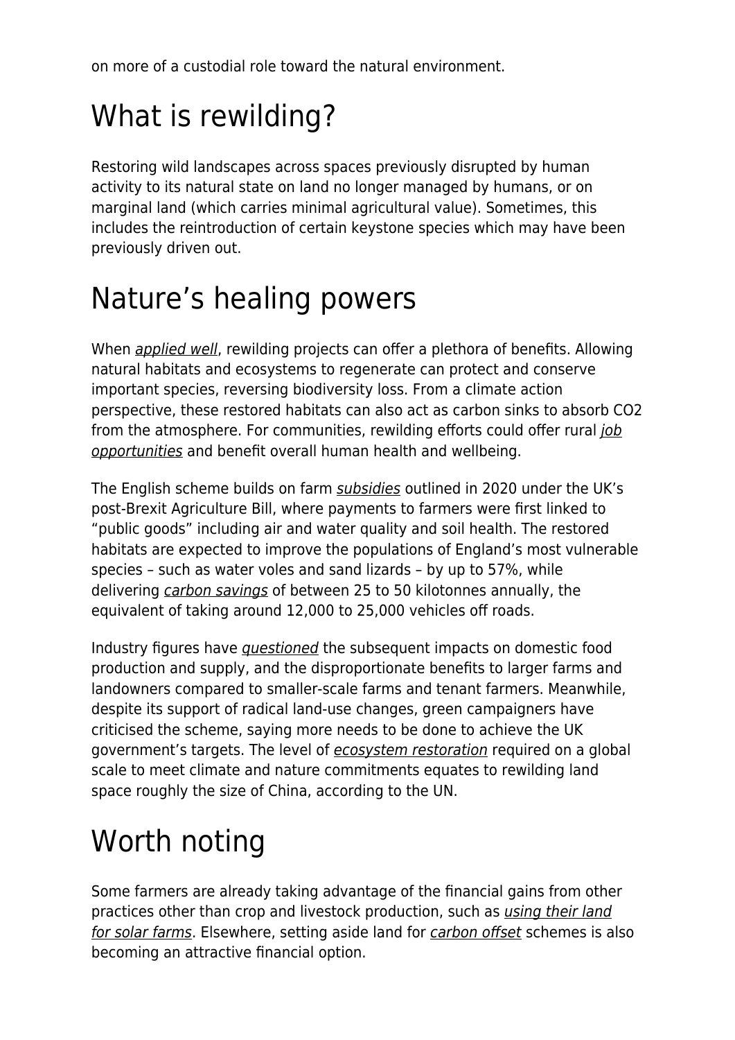on more of a custodial role toward the natural environment.

# What is rewilding?

Restoring wild landscapes across spaces previously disrupted by human activity to its natural state on land no longer managed by humans, or on marginal land (which carries minimal agricultural value). Sometimes, this includes the reintroduction of certain keystone species which may have been previously driven out.

# Nature's healing powers

When *applied well*, rewilding projects can offer a plethora of benefits. Allowing natural habitats and ecosystems to regenerate can protect and conserve important species, reversing biodiversity loss. From a climate action perspective, these restored habitats can also act as carbon sinks to absorb $CO_2$ from the atmosphere. For communities, rewilding efforts could offer rural *job opportunities* and benefit overall human health and wellbeing.

The English scheme builds on farm *subsidies* outlined in 2020 under the UK's post-Brexit Agriculture Bill, where payments to farmers were first linked to "public goods" including air and water quality and soil health. The restored habitats are expected to improve the populations of England's most vulnerable species – such as water voles and sand lizards – by up to 57%, while delivering *carbon savings* of between 25 to 50 kilotonnes annually, the equivalent of taking around 12,000 to 25,000 vehicles off roads.

Industry figures have *questioned* the subsequent impacts on domestic food production and supply, and the disproportionate benefits to larger farms and landowners compared to smaller-scale farms and tenant farmers. Meanwhile, despite its support of radical land-use changes, green campaigners have criticised the scheme, saying more needs to be done to achieve the UK government's targets. The level of *ecosystem restoration* required on a global scale to meet climate and nature commitments equates to rewilding land space roughly the size of China, according to the UN.

# Worth noting

Some farmers are already taking advantage of the financial gains from other practices other than crop and livestock production, such as *using their land for solar farms*. Elsewhere, setting aside land for *carbon offset* schemes is also becoming an attractive financial option.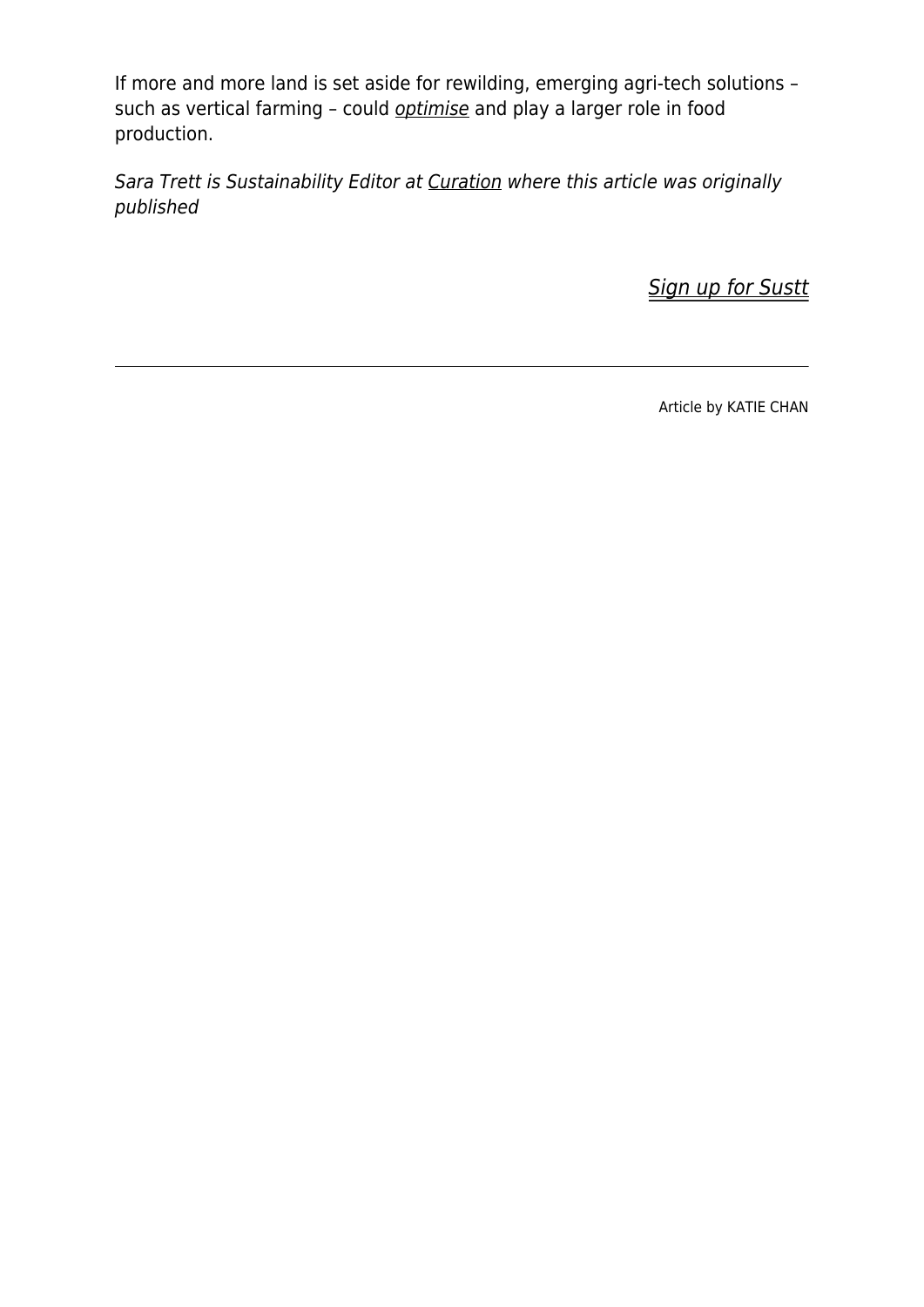If more and more land is set aside for rewilding, emerging agri-tech solutions – such as vertical farming – could *optimise* and play a larger role in food production.

*Sara Trett is Sustainability Editor at Curation where this article was originally published*

*Sign up for Sustt*

---

Article by KATIE CHAN